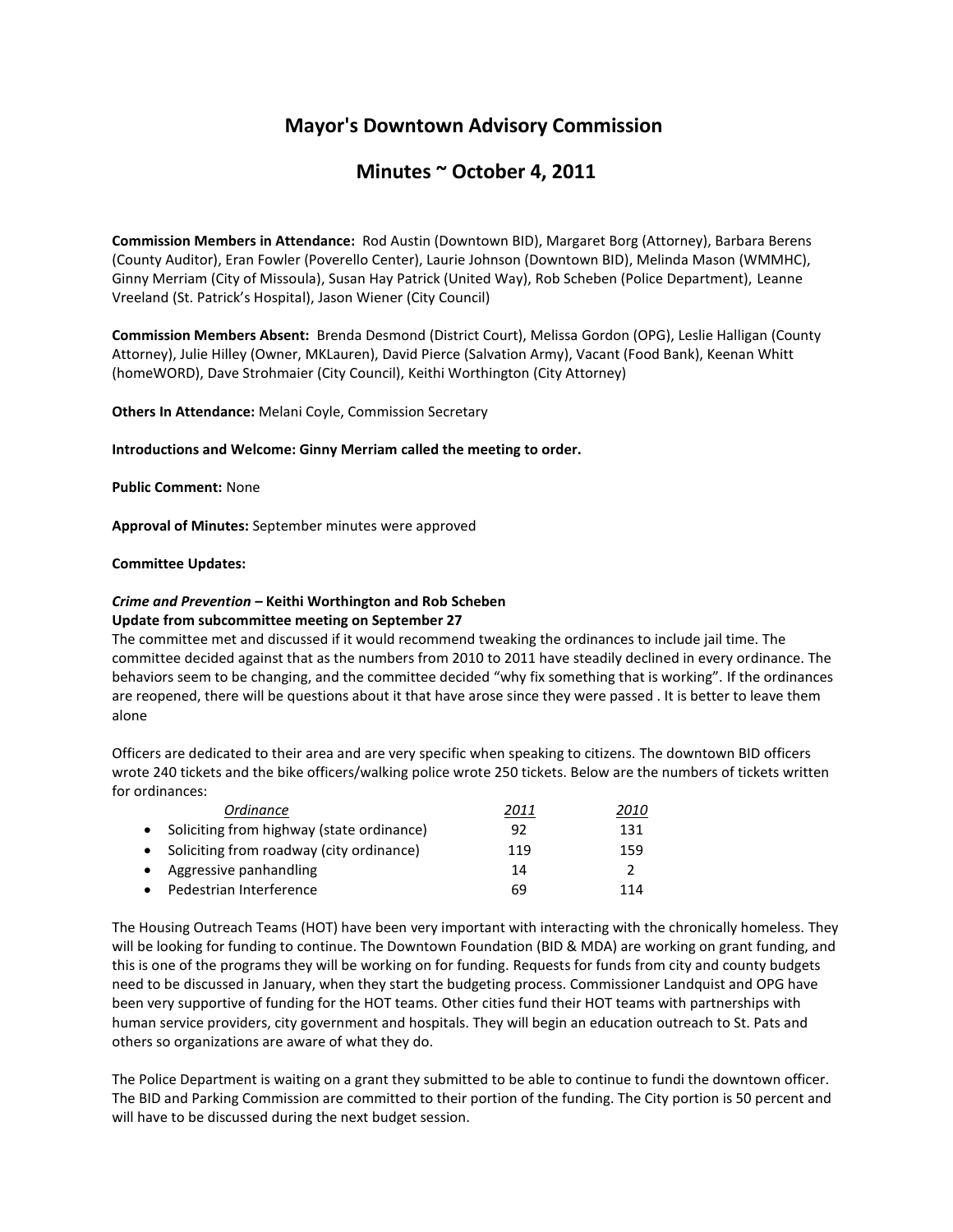# Mayor's Downtown Advisory Commission

## Minutes ~ October 4, 2011

**Commission Members in Attendance:** Rod Austin (Downtown BID), Margaret Borg (Attorney), Barbara Berens (County Auditor), Eran Fowler (Poverello Center), Laurie Johnson (Downtown BID), Melinda Mason (WMMHC), Ginny Merriam (City of Missoula), Susan Hay Patrick (United Way), Rob Scheben (Police Department), Leanne Vreeland (St. Patrick's Hospital), Jason Wiener (City Council)

**Commission Members Absent:** Brenda Desmond (District Court), Melissa Gordon (OPG), Leslie Halligan (County Attorney), Julie Hilley (Owner, MKLauren), David Pierce (Salvation Army), Vacant (Food Bank), Keenan Whitt (homeWORD), Dave Strohmaier (City Council), Keithi Worthington (City Attorney)

**Others In Attendance:** Melani Coyle, Commission Secretary

**Introductions and Welcome: Ginny Merriam called the meeting to order.**

**Public Comment:** None

**Approval of Minutes:** September minutes were approved

**Committee Updates:**

***Crime and Prevention* – Keithi Worthington and Rob Scheben**
**Update from subcommittee meeting on September 27**

The committee met and discussed if it would recommend tweaking the ordinances to include jail time. The committee decided against that as the numbers from 2010 to 2011 have steadily declined in every ordinance. The behaviors seem to be changing, and the committee decided "why fix something that is working". If the ordinances are reopened, there will be questions about it that have arose since they were passed . It is better to leave them alone

Officers are dedicated to their area and are very specific when speaking to citizens. The downtown BID officers wrote 240 tickets and the bike officers/walking police wrote 250 tickets. Below are the numbers of tickets written for ordinances:

| Ordinance | 2011 | 2010 |
|---|---|---|
| • Soliciting from highway (state ordinance) | 92 | 131 |
| • Soliciting from roadway (city ordinance) | 119 | 159 |
| • Aggressive panhandling | 14 | 2 |
| • Pedestrian Interference | 69 | 114 |

The Housing Outreach Teams (HOT) have been very important with interacting with the chronically homeless. They will be looking for funding to continue. The Downtown Foundation (BID & MDA) are working on grant funding, and this is one of the programs they will be working on for funding. Requests for funds from city and county budgets need to be discussed in January, when they start the budgeting process. Commissioner Landquist and OPG have been very supportive of funding for the HOT teams. Other cities fund their HOT teams with partnerships with human service providers, city government and hospitals. They will begin an education outreach to St. Pats and others so organizations are aware of what they do.

The Police Department is waiting on a grant they submitted to be able to continue to fundi the downtown officer. The BID and Parking Commission are committed to their portion of the funding. The City portion is 50 percent and will have to be discussed during the next budget session.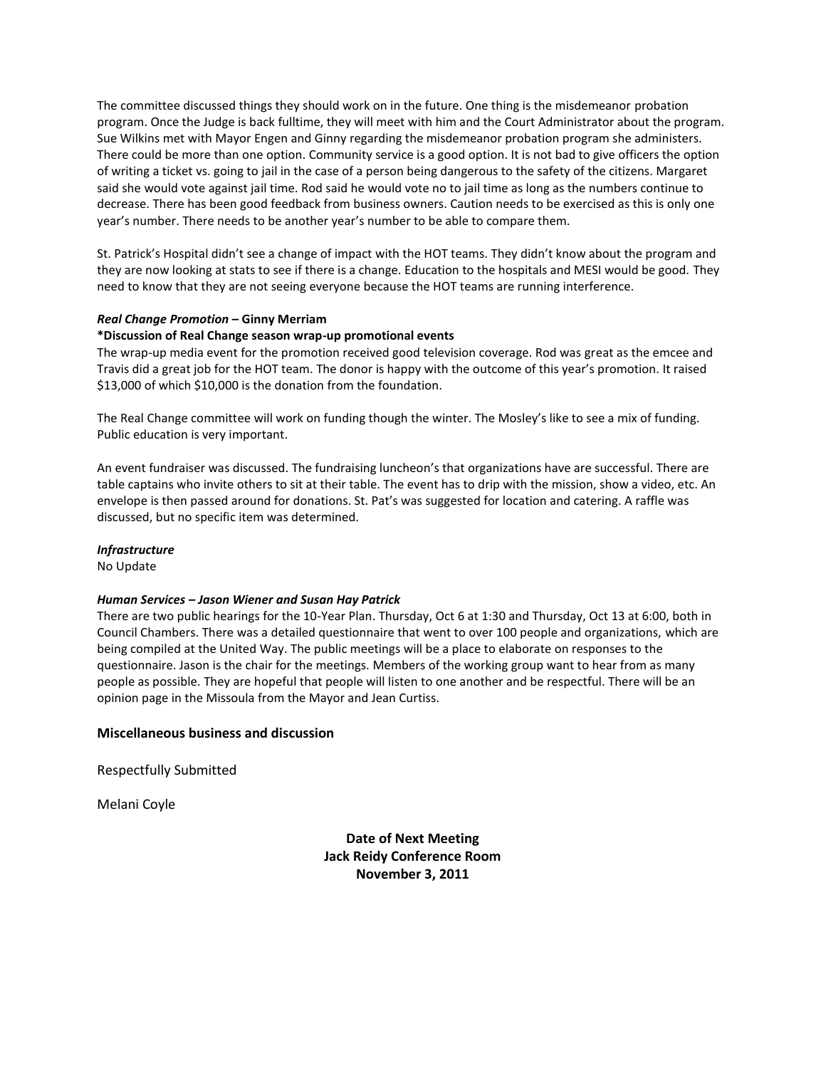The committee discussed things they should work on in the future. One thing is the misdemeanor probation program. Once the Judge is back fulltime, they will meet with him and the Court Administrator about the program. Sue Wilkins met with Mayor Engen and Ginny regarding the misdemeanor probation program she administers. There could be more than one option. Community service is a good option. It is not bad to give officers the option of writing a ticket vs. going to jail in the case of a person being dangerous to the safety of the citizens. Margaret said she would vote against jail time. Rod said he would vote no to jail time as long as the numbers continue to decrease. There has been good feedback from business owners. Caution needs to be exercised as this is only one year's number. There needs to be another year's number to be able to compare them.

St. Patrick's Hospital didn't see a change of impact with the HOT teams. They didn't know about the program and they are now looking at stats to see if there is a change. Education to the hospitals and MESI would be good. They need to know that they are not seeing everyone because the HOT teams are running interference.

***Real Change Promotion* – Ginny Merriam**

**\*Discussion of Real Change season wrap-up promotional events**

The wrap-up media event for the promotion received good television coverage. Rod was great as the emcee and Travis did a great job for the HOT team. The donor is happy with the outcome of this year's promotion. It raised $13,000 of which $10,000 is the donation from the foundation.

The Real Change committee will work on funding though the winter. The Mosley's like to see a mix of funding. Public education is very important.

An event fundraiser was discussed. The fundraising luncheon's that organizations have are successful. There are table captains who invite others to sit at their table. The event has to drip with the mission, show a video, etc. An envelope is then passed around for donations. St. Pat's was suggested for location and catering. A raffle was discussed, but no specific item was determined.

***Infrastructure***

No Update

***Human Services – Jason Wiener and Susan Hay Patrick***

There are two public hearings for the 10-Year Plan. Thursday, Oct 6 at 1:30 and Thursday, Oct 13 at 6:00, both in Council Chambers. There was a detailed questionnaire that went to over 100 people and organizations, which are being compiled at the United Way. The public meetings will be a place to elaborate on responses to the questionnaire. Jason is the chair for the meetings. Members of the working group want to hear from as many people as possible. They are hopeful that people will listen to one another and be respectful. There will be an opinion page in the Missoula from the Mayor and Jean Curtiss.

### Miscellaneous business and discussion

Respectfully Submitted

Melani Coyle

**Date of Next Meeting**
**Jack Reidy Conference Room**
**November 3, 2011**